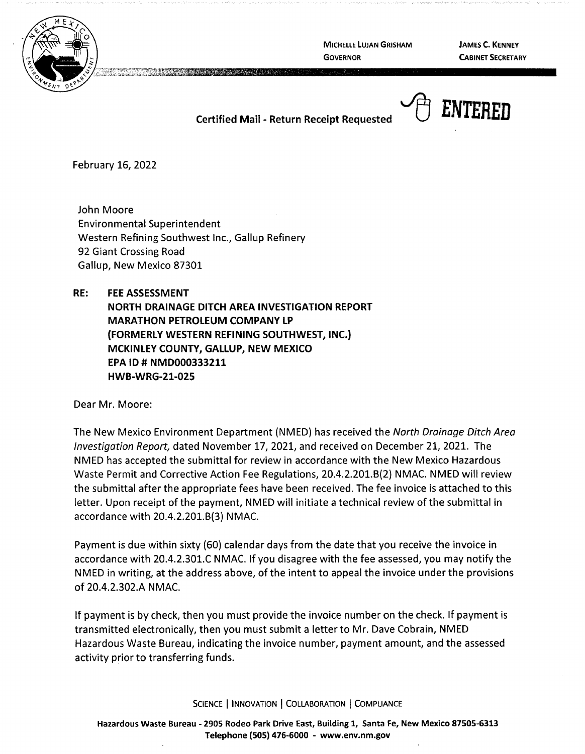MICHELLE LUJAN GRISHAM
GOVERNOR

JAMES C. KENNEY
CABINET SECRETARY

**Certified Mail - Return Receipt Requested**

**ENTERED**

February 16, 2022

John Moore
Environmental Superintendent
Western Refining Southwest Inc., Gallup Refinery
92 Giant Crossing Road
Gallup, New Mexico 87301

**RE: FEE ASSESSMENT**
**NORTH DRAINAGE DITCH AREA INVESTIGATION REPORT**
**MARATHON PETROLEUM COMPANY LP**
**(FORMERLY WESTERN REFINING SOUTHWEST, INC.)**
**MCKINLEY COUNTY, GALLUP, NEW MEXICO**
**EPA ID # NMD000333211**
**HWB-WRG-21-025**

Dear Mr. Moore:

The New Mexico Environment Department (NMED) has received the *North Drainage Ditch Area Investigation Report,* dated November 17, 2021, and received on December 21, 2021. The NMED has accepted the submittal for review in accordance with the New Mexico Hazardous Waste Permit and Corrective Action Fee Regulations, 20.4.2.201.B(2) NMAC. NMED will review the submittal after the appropriate fees have been received. The fee invoice is attached to this letter. Upon receipt of the payment, NMED will initiate a technical review of the submittal in accordance with 20.4.2.201.B(3) NMAC.

Payment is due within sixty (60) calendar days from the date that you receive the invoice in accordance with 20.4.2.301.C NMAC. If you disagree with the fee assessed, you may notify the NMED in writing, at the address above, of the intent to appeal the invoice under the provisions of 20.4.2.302.A NMAC.

If payment is by check, then you must provide the invoice number on the check. If payment is transmitted electronically, then you must submit a letter to Mr. Dave Cobrain, NMED Hazardous Waste Bureau, indicating the invoice number, payment amount, and the assessed activity prior to transferring funds.

SCIENCE | INNOVATION | COLLABORATION | COMPLIANCE

**Hazardous Waste Bureau - 2905 Rodeo Park Drive East, Building 1, Santa Fe, New Mexico 87505-6313**
**Telephone (505) 476-6000 - www.env.nm.gov**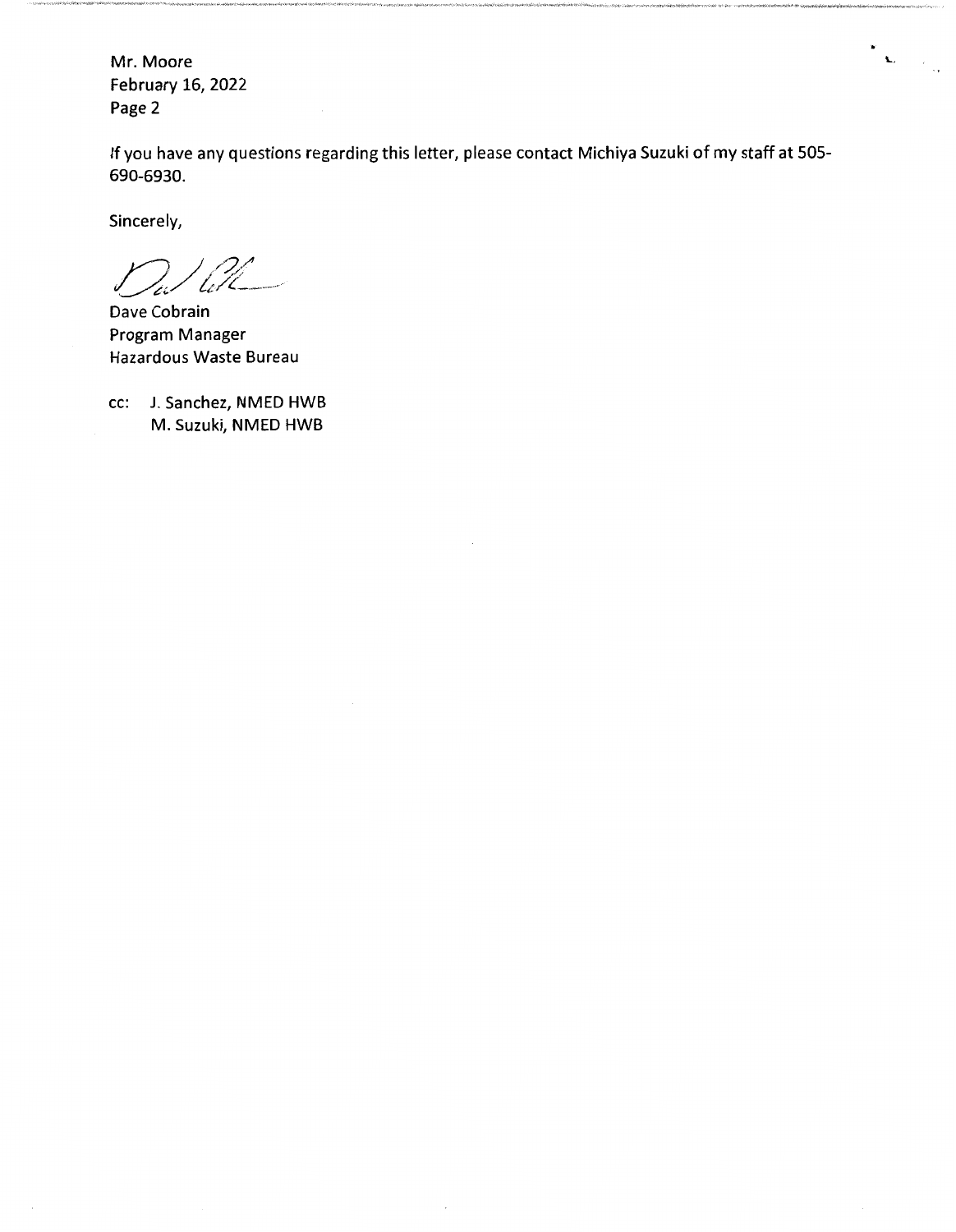Mr. Moore
February 16, 2022
Page 2

If you have any questions regarding this letter, please contact Michiya Suzuki of my staff at 505-690-6930.

Sincerely,

Dave Cobrain
Program Manager
Hazardous Waste Bureau

cc: J. Sanchez, NMED HWB
M. Suzuki, NMED HWB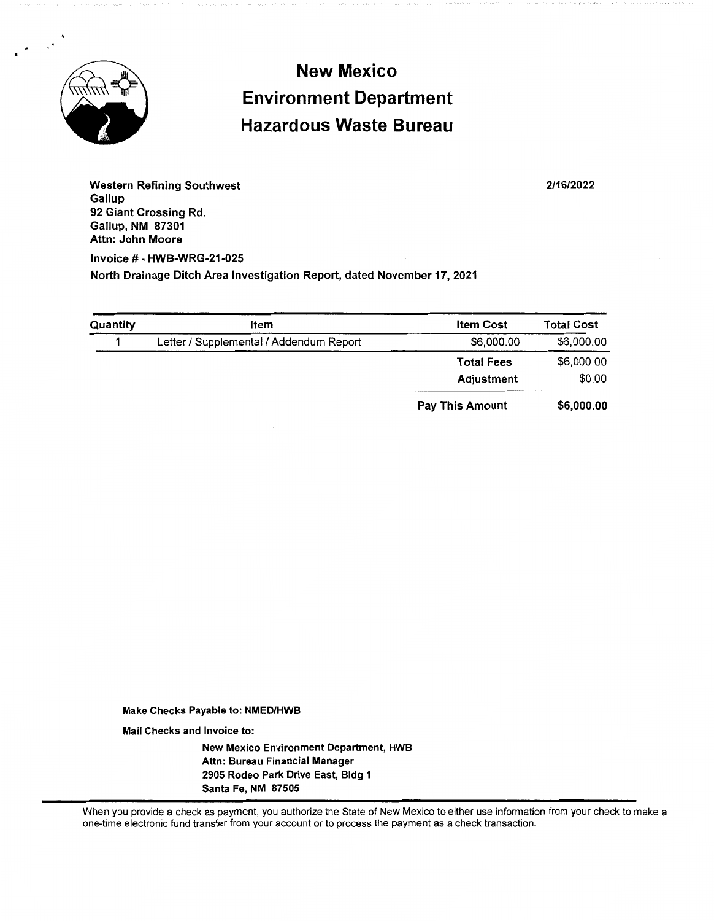# New Mexico Environment Department Hazardous Waste Bureau

**Western Refining Southwest**
**Gallup**
**92 Giant Crossing Rd.**
**Gallup, NM 87301**
**Attn: John Moore**

**2/16/2022**

**Invoice # - HWB-WRG-21-025**

**North Drainage Ditch Area Investigation Report, dated November 17, 2021**

| Quantity | Item | Item Cost | Total Cost |
|---|---|---|---|
| 1 | Letter / Supplemental / Addendum Report | $6,000.00 | $6,000.00 |
| | | **Total Fees** | $6,000.00 |
| | | **Adjustment** | $0.00 |
| | | **Pay This Amount** | **$6,000.00** |

**Make Checks Payable to: NMED/HWB**

**Mail Checks and Invoice to:**

**New Mexico Environment Department, HWB**
**Attn: Bureau Financial Manager**
**2905 Rodeo Park Drive East, Bldg 1**
**Santa Fe, NM 87505**

When you provide a check as payment, you authorize the State of New Mexico to either use information from your check to make a one-time electronic fund transfer from your account or to process the payment as a check transaction.